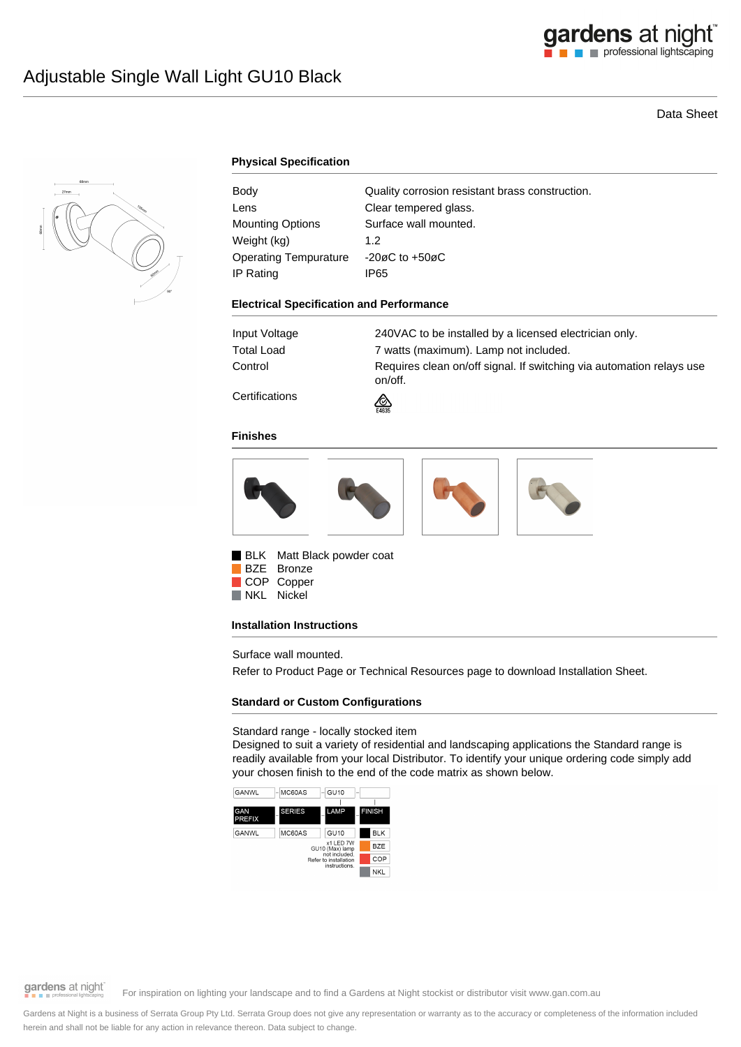# Adjustable Single Wall Light GU10 Black

Data Sheet

## Physical Specification

| | |
|---|---|
| Body | Quality corrosion resistant brass construction. |
| Lens | Clear tempered glass. |
| Mounting Options | Surface wall mounted. |
| Weight (kg) | 1.2 |
| Operating Tempurature | -20øC to +50øC |
| IP Rating | IP65 |

## Electrical Specification and Performance

| | |
|---|---|
| Input Voltage | 240VAC to be installed by a licensed electrician only. |
| Total Load | 7 watts (maximum). Lamp not included. |
| Control | Requires clean on/off signal. If switching via automation relays use on/off. |
| Certifications | E4635 |

## Finishes

- BLK Matt Black powder coat
- BZE Bronze
- COP Copper
- NKL Nickel

## Installation Instructions

Surface wall mounted.

Refer to Product Page or Technical Resources page to download Installation Sheet.

## Standard or Custom Configurations

Standard range - locally stocked item

Designed to suit a variety of residential and landscaping applications the Standard range is readily available from your local Distributor. To identify your unique ordering code simply add your chosen finish to the end of the code matrix as shown below.

| GAN PREFIX | SERIES | LAMP | FINISH |
|---|---|---|---|
| GANWL | MC60AS | GU10 | BLK |
| | | x1 LED 7W GU10 (Max) lamp not included. Refer to installation instructions. | BZE |
| | | | COP |
| | | | NKL |

For inspiration on lighting your landscape and to find a Gardens at Night stockist or distributor visit www.gan.com.au

Gardens at Night is a business of Serrata Group Pty Ltd. Serrata Group does not give any representation or warranty as to the accuracy or completeness of the information included herein and shall not be liable for any action in relevance thereon. Data subject to change.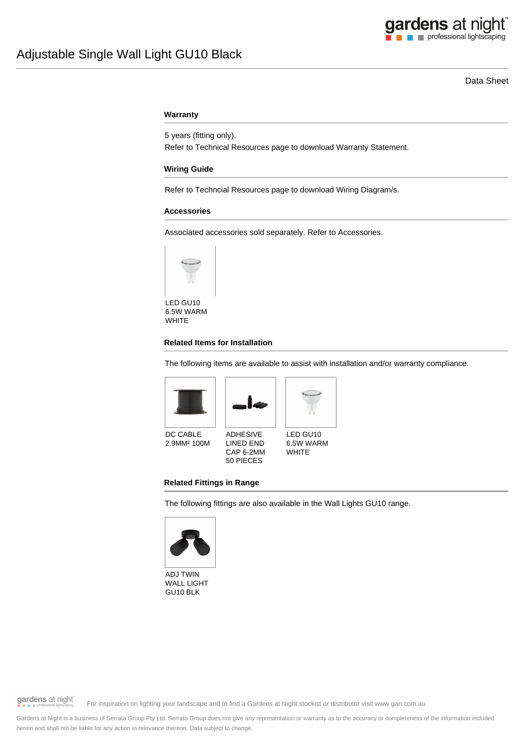# Adjustable Single Wall Light GU10 Black

Data Sheet

### Warranty

5 years (fitting only).

Refer to Technical Resources page to download Warranty Statement.

### Wiring Guide

Refer to Techncial Resources page to download Wiring Diagram/s.

### Accessories

Associated accessories sold separately. Refer to Accessories.

LED GU10 6.5W WARM WHITE

### Related Items for Installation

The following items are available to assist with installation and/or warranty compliance.

DC CABLE 2.9MM² 100M

ADHESIVE LINED END CAP 6-2MM 50 PIECES

LED GU10 6.5W WARM WHITE

### Related Fittings in Range

The following fittings are also available in the Wall Lights GU10 range.

ADJ TWIN WALL LIGHT GU10 BLK

For inspiration on lighting your landscape and to find a Gardens at Night stockist or distributor visit www.gan.com.au

Gardens at Night is a business of Serrata Group Pty Ltd. Serrata Group does not give any representation or warranty as to the accuracy or completeness of the information included herein and shall not be liable for any action in relevance thereon. Data subject to change.